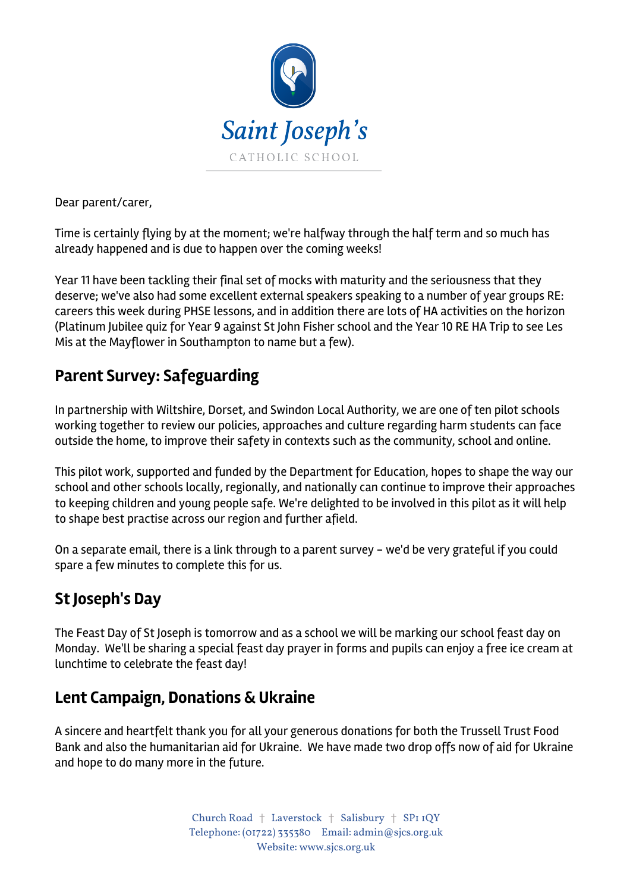# Saint Joseph's

CATHOLIC SCHOOL

Dear parent/carer,

Time is certainly flying by at the moment; we're halfway through the half term and so much has already happened and is due to happen over the coming weeks!

Year 11 have been tackling their final set of mocks with maturity and the seriousness that they deserve; we've also had some excellent external speakers speaking to a number of year groups RE: careers this week during PHSE lessons, and in addition there are lots of HA activities on the horizon (Platinum Jubilee quiz for Year 9 against St John Fisher school and the Year 10 RE HA Trip to see Les Mis at the Mayflower in Southampton to name but a few).

## Parent Survey: Safeguarding

In partnership with Wiltshire, Dorset, and Swindon Local Authority, we are one of ten pilot schools working together to review our policies, approaches and culture regarding harm students can face outside the home, to improve their safety in contexts such as the community, school and online.

This pilot work, supported and funded by the Department for Education, hopes to shape the way our school and other schools locally, regionally, and nationally can continue to improve their approaches to keeping children and young people safe. We're delighted to be involved in this pilot as it will help to shape best practise across our region and further afield.

On a separate email, there is a link through to a parent survey – we'd be very grateful if you could spare a few minutes to complete this for us.

## St Joseph's Day

The Feast Day of St Joseph is tomorrow and as a school we will be marking our school feast day on Monday. We'll be sharing a special feast day prayer in forms and pupils can enjoy a free ice cream at lunchtime to celebrate the feast day!

## Lent Campaign, Donations & Ukraine

A sincere and heartfelt thank you for all your generous donations for both the Trussell Trust Food Bank and also the humanitarian aid for Ukraine. We have made two drop offs now of aid for Ukraine and hope to do many more in the future.

Church Road † Laverstock † Salisbury † SP1 1QY
Telephone: (01722) 335380 Email: admin@sjcs.org.uk
Website: www.sjcs.org.uk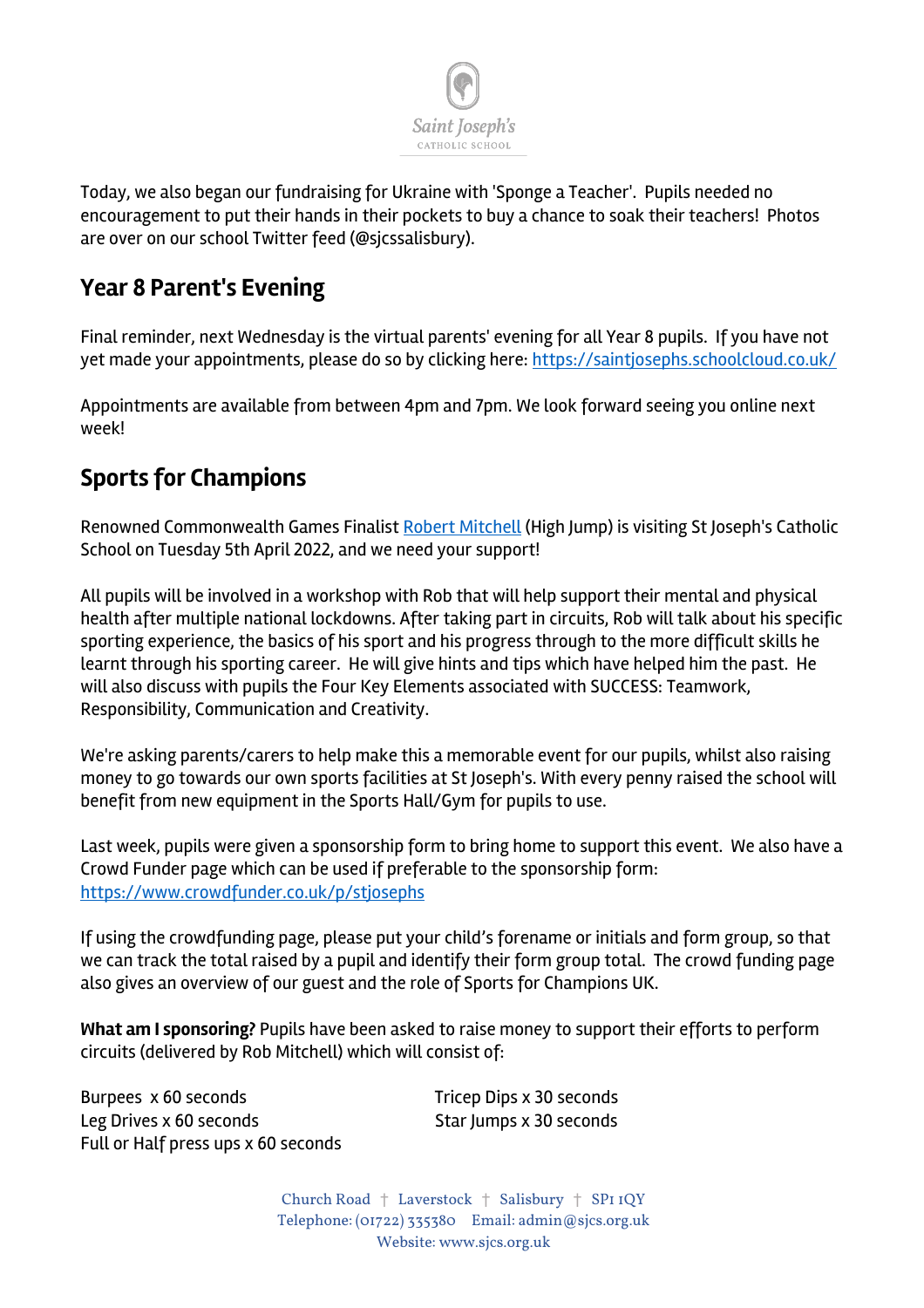Today, we also began our fundraising for Ukraine with 'Sponge a Teacher'. Pupils needed no encouragement to put their hands in their pockets to buy a chance to soak their teachers! Photos are over on our school Twitter feed (@sjcssalisbury).

## Year 8 Parent's Evening

Final reminder, next Wednesday is the virtual parents' evening for all Year 8 pupils. If you have not yet made your appointments, please do so by clicking here: [https://saintjosephs.schoolcloud.co.uk/](https://saintjosephs.schoolcloud.co.uk/)

Appointments are available from between 4pm and 7pm. We look forward seeing you online next week!

## Sports for Champions

Renowned Commonwealth Games Finalist [Robert Mitchell](#) (High Jump) is visiting St Joseph's Catholic School on Tuesday 5th April 2022, and we need your support!

All pupils will be involved in a workshop with Rob that will help support their mental and physical health after multiple national lockdowns. After taking part in circuits, Rob will talk about his specific sporting experience, the basics of his sport and his progress through to the more difficult skills he learnt through his sporting career. He will give hints and tips which have helped him the past. He will also discuss with pupils the Four Key Elements associated with SUCCESS: Teamwork, Responsibility, Communication and Creativity.

We're asking parents/carers to help make this a memorable event for our pupils, whilst also raising money to go towards our own sports facilities at St Joseph's. With every penny raised the school will benefit from new equipment in the Sports Hall/Gym for pupils to use.

Last week, pupils were given a sponsorship form to bring home to support this event. We also have a Crowd Funder page which can be used if preferable to the sponsorship form: [https://www.crowdfunder.co.uk/p/stjosephs](https://www.crowdfunder.co.uk/p/stjosephs)

If using the crowdfunding page, please put your child's forename or initials and form group, so that we can track the total raised by a pupil and identify their form group total. The crowd funding page also gives an overview of our guest and the role of Sports for Champions UK.

**What am I sponsoring?** Pupils have been asked to raise money to support their efforts to perform circuits (delivered by Rob Mitchell) which will consist of:

Burpees x 60 seconds
Leg Drives x 60 seconds
Full or Half press ups x 60 seconds
Tricep Dips x 30 seconds
Star Jumps x 30 seconds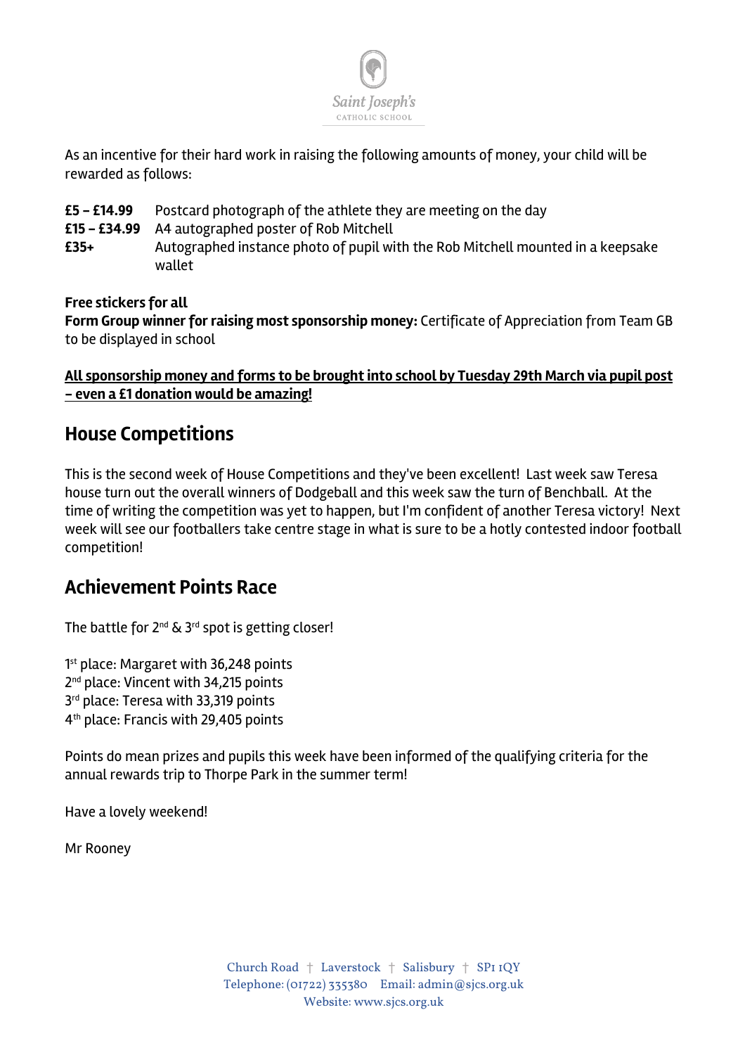As an incentive for their hard work in raising the following amounts of money, your child will be rewarded as follows:

| | |
|---|---|
| **£5 – £14.99** | Postcard photograph of the athlete they are meeting on the day |
| **£15 – £34.99** | A4 autographed poster of Rob Mitchell |
| **£35+** | Autographed instance photo of pupil with the Rob Mitchell mounted in a keepsake wallet |

**Free stickers for all**
**Form Group winner for raising most sponsorship money:** Certificate of Appreciation from Team GB to be displayed in school

**All sponsorship money and forms to be brought into school by Tuesday 29th March via pupil post – even a £1 donation would be amazing!**

## House Competitions

This is the second week of House Competitions and they've been excellent! Last week saw Teresa house turn out the overall winners of Dodgeball and this week saw the turn of Benchball. At the time of writing the competition was yet to happen, but I'm confident of another Teresa victory! Next week will see our footballers take centre stage in what is sure to be a hotly contested indoor football competition!

## Achievement Points Race

The battle for 2nd & 3rd spot is getting closer!

1st place: Margaret with 36,248 points
2nd place: Vincent with 34,215 points
3rd place: Teresa with 33,319 points
4th place: Francis with 29,405 points

Points do mean prizes and pupils this week have been informed of the qualifying criteria for the annual rewards trip to Thorpe Park in the summer term!

Have a lovely weekend!

Mr Rooney